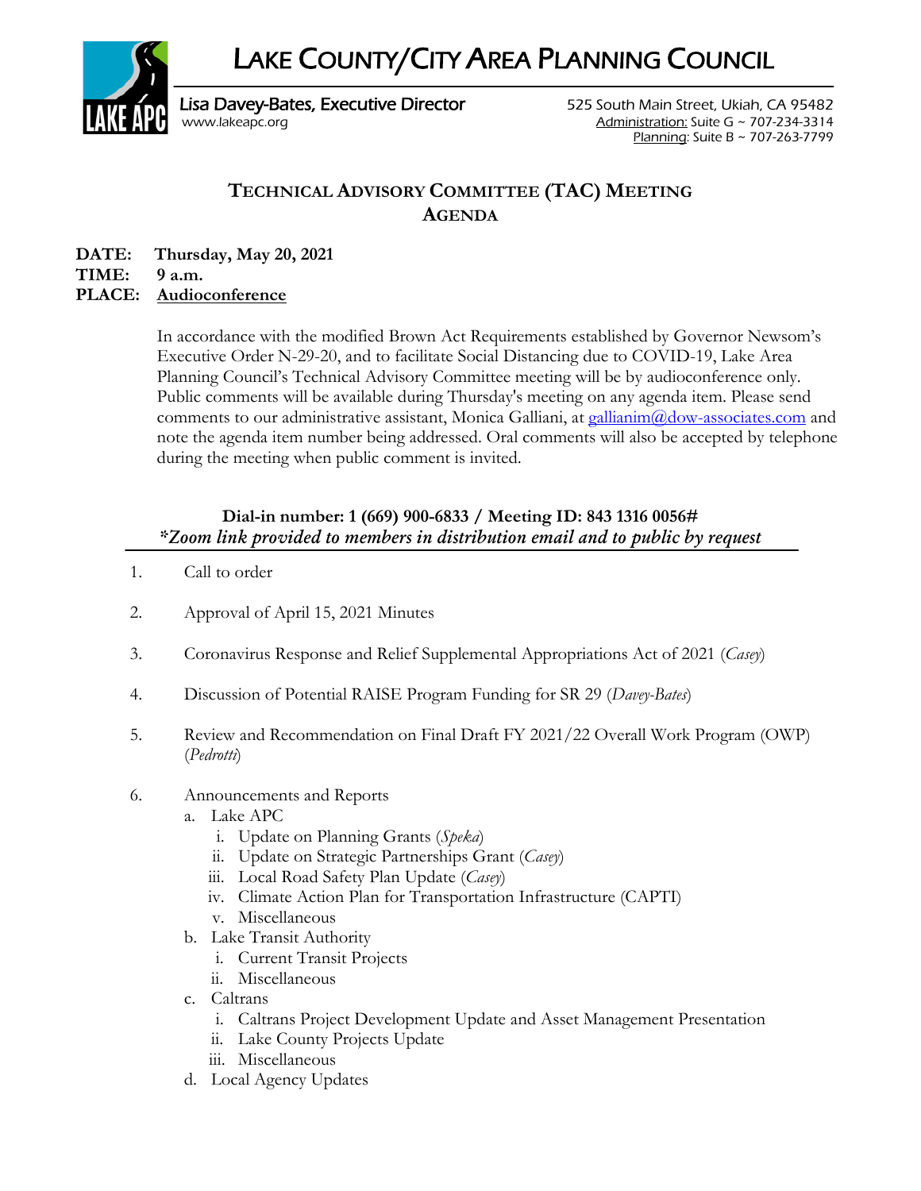# LAKE COUNTY/CITY AREA PLANNING COUNCIL

Lisa Davey-Bates, Executive Director
www.lakeapc.org

525 South Main Street, Ukiah, CA 95482
Administration: Suite G ~ 707-234-3314
Planning: Suite B ~ 707-263-7799

## TECHNICAL ADVISORY COMMITTEE (TAC) MEETING AGENDA

**DATE:** **Thursday, May 20, 2021**
**TIME:** **9 a.m.**
**PLACE:** **Audioconference**

In accordance with the modified Brown Act Requirements established by Governor Newsom's Executive Order N-29-20, and to facilitate Social Distancing due to COVID-19, Lake Area Planning Council's Technical Advisory Committee meeting will be by audioconference only. Public comments will be available during Thursday's meeting on any agenda item. Please send comments to our administrative assistant, Monica Galliani, at gallianim@dow-associates.com and note the agenda item number being addressed. Oral comments will also be accepted by telephone during the meeting when public comment is invited.

**Dial-in number: 1 (669) 900-6833 / Meeting ID: 843 1316 0056#**
***Zoom link provided to members in distribution email and to public by request***

1. Call to order
2. Approval of April 15, 2021 Minutes
3. Coronavirus Response and Relief Supplemental Appropriations Act of 2021 (*Casey*)
4. Discussion of Potential RAISE Program Funding for SR 29 (*Davey-Bates*)
5. Review and Recommendation on Final Draft FY 2021/22 Overall Work Program (OWP) (*Pedrotti*)
6. Announcements and Reports
   a. Lake APC
      i. Update on Planning Grants (*Speka*)
      ii. Update on Strategic Partnerships Grant (*Casey*)
      iii. Local Road Safety Plan Update (*Casey*)
      iv. Climate Action Plan for Transportation Infrastructure (CAPTI)
      v. Miscellaneous
   b. Lake Transit Authority
      i. Current Transit Projects
      ii. Miscellaneous
   c. Caltrans
      i. Caltrans Project Development Update and Asset Management Presentation
      ii. Lake County Projects Update
      iii. Miscellaneous
   d. Local Agency Updates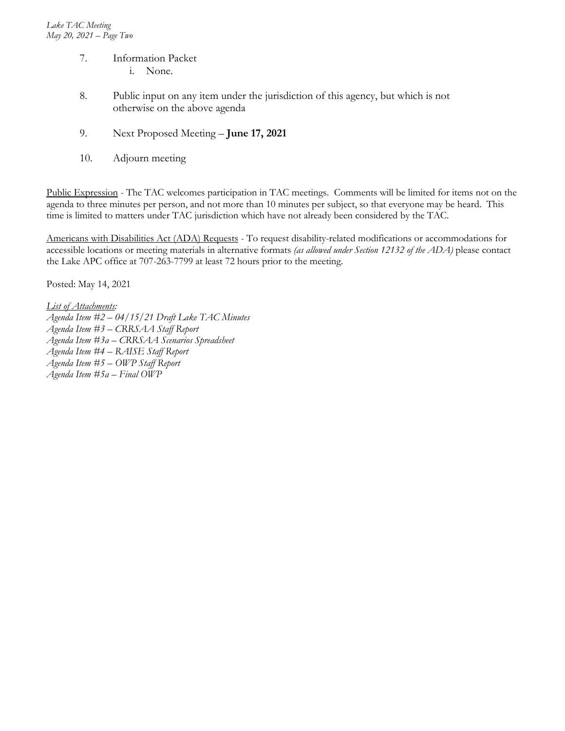7. Information Packet
    i. None.

8. Public input on any item under the jurisdiction of this agency, but which is not otherwise on the above agenda

9. Next Proposed Meeting – **June 17, 2021**

10. Adjourn meeting

Public Expression - The TAC welcomes participation in TAC meetings. Comments will be limited for items not on the agenda to three minutes per person, and not more than 10 minutes per subject, so that everyone may be heard. This time is limited to matters under TAC jurisdiction which have not already been considered by the TAC.

Americans with Disabilities Act (ADA) Requests - To request disability-related modifications or accommodations for accessible locations or meeting materials in alternative formats *(as allowed under Section 12132 of the ADA)* please contact the Lake APC office at 707-263-7799 at least 72 hours prior to the meeting.

Posted: May 14, 2021

*List of Attachments:*
*Agenda Item #2 – 04/15/21 Draft Lake TAC Minutes*
*Agenda Item #3 – CRRSAA Staff Report*
*Agenda Item #3a – CRRSAA Scenarios Spreadsheet*
*Agenda Item #4 – RAISE Staff Report*
*Agenda Item #5 – OWP Staff Report*
*Agenda Item #5a – Final OWP*